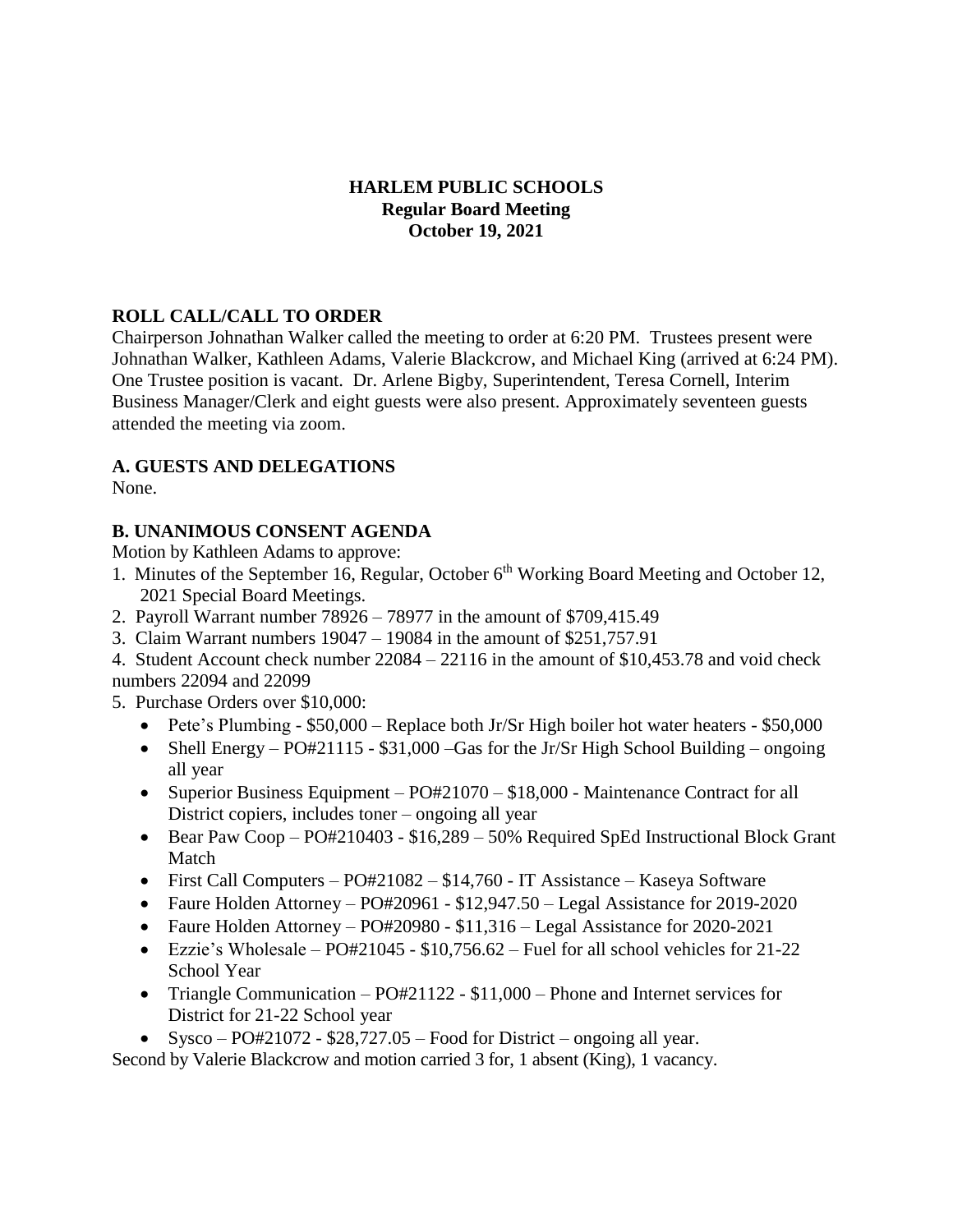**HARLEM PUBLIC SCHOOLS**
**Regular Board Meeting**
**October 19, 2021**

## ROLL CALL/CALL TO ORDER

Chairperson Johnathan Walker called the meeting to order at 6:20 PM. Trustees present were Johnathan Walker, Kathleen Adams, Valerie Blackcrow, and Michael King (arrived at 6:24 PM). One Trustee position is vacant. Dr. Arlene Bigby, Superintendent, Teresa Cornell, Interim Business Manager/Clerk and eight guests were also present. Approximately seventeen guests attended the meeting via zoom.

## A. GUESTS AND DELEGATIONS

None.

## B. UNANIMOUS CONSENT AGENDA

Motion by Kathleen Adams to approve:

1. Minutes of the September 16, Regular, October 6th Working Board Meeting and October 12, 2021 Special Board Meetings.
2. Payroll Warrant number 78926 – 78977 in the amount of $709,415.49
3. Claim Warrant numbers 19047 – 19084 in the amount of $251,757.91
4. Student Account check number 22084 – 22116 in the amount of $10,453.78 and void check numbers 22094 and 22099
5. Purchase Orders over $10,000:
   - Pete's Plumbing - $50,000 – Replace both Jr/Sr High boiler hot water heaters - $50,000
   - Shell Energy – PO#21115 - $31,000 –Gas for the Jr/Sr High School Building – ongoing all year
   - Superior Business Equipment – PO#21070 – $18,000 - Maintenance Contract for all District copiers, includes toner – ongoing all year
   - Bear Paw Coop – PO#210403 - $16,289 – 50% Required SpEd Instructional Block Grant Match
   - First Call Computers – PO#21082 – $14,760 - IT Assistance – Kaseya Software
   - Faure Holden Attorney – PO#20961 - $12,947.50 – Legal Assistance for 2019-2020
   - Faure Holden Attorney – PO#20980 - $11,316 – Legal Assistance for 2020-2021
   - Ezzie's Wholesale – PO#21045 - $10,756.62 – Fuel for all school vehicles for 21-22 School Year
   - Triangle Communication – PO#21122 - $11,000 – Phone and Internet services for District for 21-22 School year
   - Sysco – PO#21072 - $28,727.05 – Food for District – ongoing all year.

Second by Valerie Blackcrow and motion carried 3 for, 1 absent (King), 1 vacancy.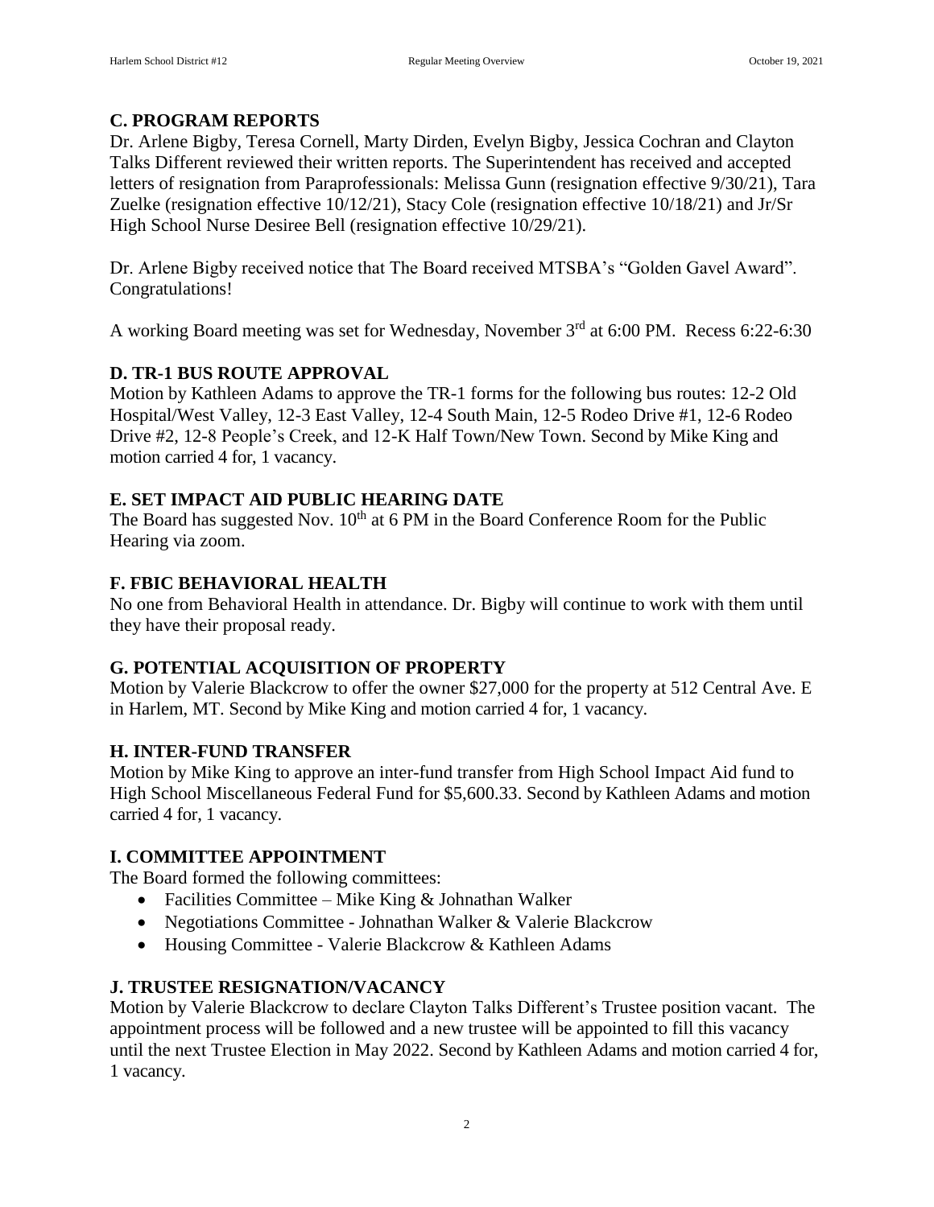## C. PROGRAM REPORTS

Dr. Arlene Bigby, Teresa Cornell, Marty Dirden, Evelyn Bigby, Jessica Cochran and Clayton Talks Different reviewed their written reports. The Superintendent has received and accepted letters of resignation from Paraprofessionals: Melissa Gunn (resignation effective 9/30/21), Tara Zuelke (resignation effective 10/12/21), Stacy Cole (resignation effective 10/18/21) and Jr/Sr High School Nurse Desiree Bell (resignation effective 10/29/21).

Dr. Arlene Bigby received notice that The Board received MTSBA's "Golden Gavel Award". Congratulations!

A working Board meeting was set for Wednesday, November 3rd at 6:00 PM. Recess 6:22-6:30

## D. TR-1 BUS ROUTE APPROVAL

Motion by Kathleen Adams to approve the TR-1 forms for the following bus routes: 12-2 Old Hospital/West Valley, 12-3 East Valley, 12-4 South Main, 12-5 Rodeo Drive #1, 12-6 Rodeo Drive #2, 12-8 People's Creek, and 12-K Half Town/New Town. Second by Mike King and motion carried 4 for, 1 vacancy.

## E. SET IMPACT AID PUBLIC HEARING DATE

The Board has suggested Nov. 10th at 6 PM in the Board Conference Room for the Public Hearing via zoom.

## F. FBIC BEHAVIORAL HEALTH

No one from Behavioral Health in attendance. Dr. Bigby will continue to work with them until they have their proposal ready.

## G. POTENTIAL ACQUISITION OF PROPERTY

Motion by Valerie Blackcrow to offer the owner $27,000 for the property at 512 Central Ave. E in Harlem, MT. Second by Mike King and motion carried 4 for, 1 vacancy.

## H. INTER-FUND TRANSFER

Motion by Mike King to approve an inter-fund transfer from High School Impact Aid fund to High School Miscellaneous Federal Fund for $5,600.33. Second by Kathleen Adams and motion carried 4 for, 1 vacancy.

## I. COMMITTEE APPOINTMENT

The Board formed the following committees:

- Facilities Committee – Mike King & Johnathan Walker
- Negotiations Committee - Johnathan Walker & Valerie Blackcrow
- Housing Committee - Valerie Blackcrow & Kathleen Adams

## J. TRUSTEE RESIGNATION/VACANCY

Motion by Valerie Blackcrow to declare Clayton Talks Different's Trustee position vacant. The appointment process will be followed and a new trustee will be appointed to fill this vacancy until the next Trustee Election in May 2022. Second by Kathleen Adams and motion carried 4 for, 1 vacancy.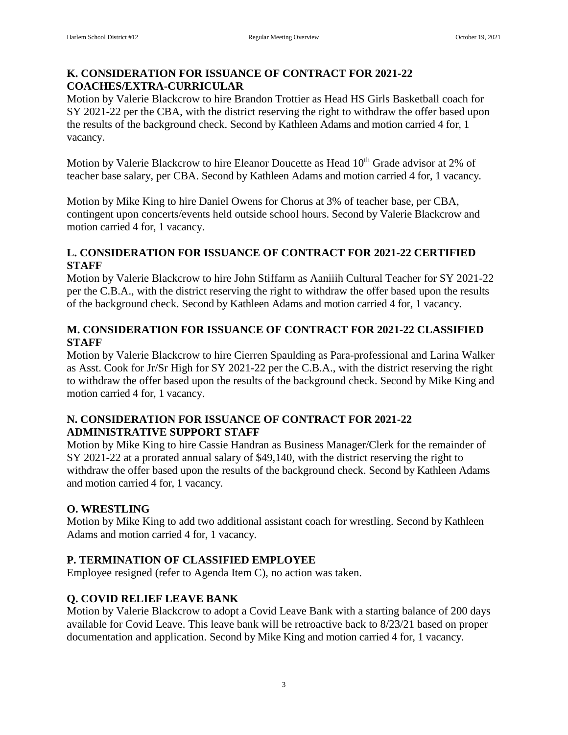### K. CONSIDERATION FOR ISSUANCE OF CONTRACT FOR 2021-22 COACHES/EXTRA-CURRICULAR

Motion by Valerie Blackcrow to hire Brandon Trottier as Head HS Girls Basketball coach for SY 2021-22 per the CBA, with the district reserving the right to withdraw the offer based upon the results of the background check. Second by Kathleen Adams and motion carried 4 for, 1 vacancy.

Motion by Valerie Blackcrow to hire Eleanor Doucette as Head 10th Grade advisor at 2% of teacher base salary, per CBA. Second by Kathleen Adams and motion carried 4 for, 1 vacancy.

Motion by Mike King to hire Daniel Owens for Chorus at 3% of teacher base, per CBA, contingent upon concerts/events held outside school hours. Second by Valerie Blackcrow and motion carried 4 for, 1 vacancy.

### L. CONSIDERATION FOR ISSUANCE OF CONTRACT FOR 2021-22 CERTIFIED STAFF

Motion by Valerie Blackcrow to hire John Stiffarm as Aaniiih Cultural Teacher for SY 2021-22 per the C.B.A., with the district reserving the right to withdraw the offer based upon the results of the background check. Second by Kathleen Adams and motion carried 4 for, 1 vacancy.

### M. CONSIDERATION FOR ISSUANCE OF CONTRACT FOR 2021-22 CLASSIFIED STAFF

Motion by Valerie Blackcrow to hire Cierren Spaulding as Para-professional and Larina Walker as Asst. Cook for Jr/Sr High for SY 2021-22 per the C.B.A., with the district reserving the right to withdraw the offer based upon the results of the background check. Second by Mike King and motion carried 4 for, 1 vacancy.

### N. CONSIDERATION FOR ISSUANCE OF CONTRACT FOR 2021-22 ADMINISTRATIVE SUPPORT STAFF

Motion by Mike King to hire Cassie Handran as Business Manager/Clerk for the remainder of SY 2021-22 at a prorated annual salary of $49,140, with the district reserving the right to withdraw the offer based upon the results of the background check. Second by Kathleen Adams and motion carried 4 for, 1 vacancy.

### O. WRESTLING

Motion by Mike King to add two additional assistant coach for wrestling. Second by Kathleen Adams and motion carried 4 for, 1 vacancy.

### P. TERMINATION OF CLASSIFIED EMPLOYEE

Employee resigned (refer to Agenda Item C), no action was taken.

### Q. COVID RELIEF LEAVE BANK

Motion by Valerie Blackcrow to adopt a Covid Leave Bank with a starting balance of 200 days available for Covid Leave. This leave bank will be retroactive back to 8/23/21 based on proper documentation and application. Second by Mike King and motion carried 4 for, 1 vacancy.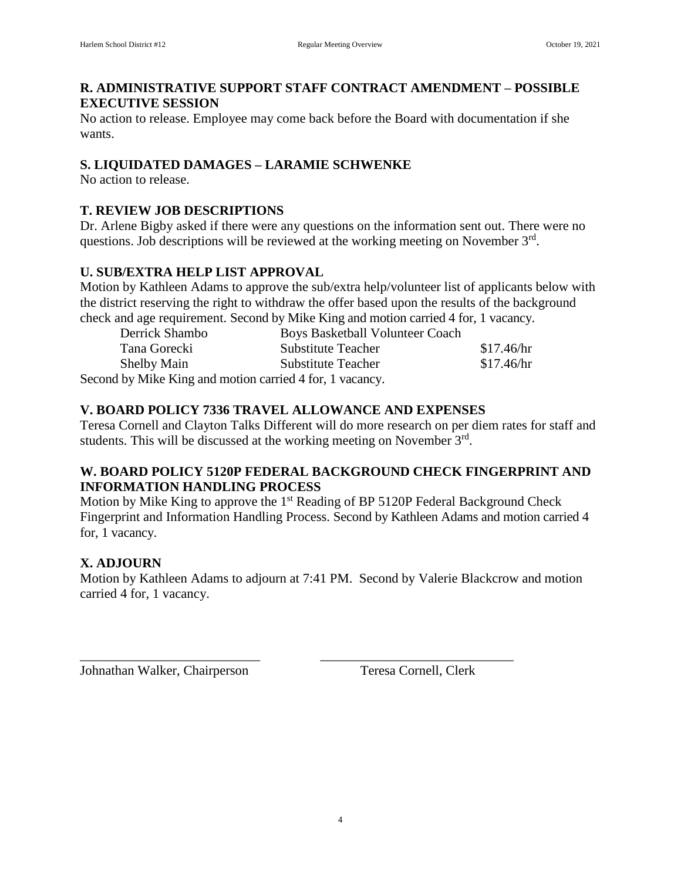## R. ADMINISTRATIVE SUPPORT STAFF CONTRACT AMENDMENT – POSSIBLE EXECUTIVE SESSION

No action to release. Employee may come back before the Board with documentation if she wants.

## S. LIQUIDATED DAMAGES – LARAMIE SCHWENKE

No action to release.

## T. REVIEW JOB DESCRIPTIONS

Dr. Arlene Bigby asked if there were any questions on the information sent out. There were no questions. Job descriptions will be reviewed at the working meeting on November 3rd.

## U. SUB/EXTRA HELP LIST APPROVAL

Motion by Kathleen Adams to approve the sub/extra help/volunteer list of applicants below with the district reserving the right to withdraw the offer based upon the results of the background check and age requirement. Second by Mike King and motion carried 4 for, 1 vacancy.

| | | |
|---|---|---|
| Derrick Shambo | Boys Basketball Volunteer Coach | |
| Tana Gorecki | Substitute Teacher | \$17.46/hr |
| Shelby Main | Substitute Teacher | \$17.46/hr |

Second by Mike King and motion carried 4 for, 1 vacancy.

## V. BOARD POLICY 7336 TRAVEL ALLOWANCE AND EXPENSES

Teresa Cornell and Clayton Talks Different will do more research on per diem rates for staff and students. This will be discussed at the working meeting on November 3rd.

## W. BOARD POLICY 5120P FEDERAL BACKGROUND CHECK FINGERPRINT AND INFORMATION HANDLING PROCESS

Motion by Mike King to approve the 1st Reading of BP 5120P Federal Background Check Fingerprint and Information Handling Process. Second by Kathleen Adams and motion carried 4 for, 1 vacancy.

## X. ADJOURN

Motion by Kathleen Adams to adjourn at 7:41 PM. Second by Valerie Blackcrow and motion carried 4 for, 1 vacancy.

\_\_\_\_\_\_\_\_\_\_\_\_\_\_\_\_\_\_\_\_\_\_\_\_\_\_\_\_ \_\_\_\_\_\_\_\_\_\_\_\_\_\_\_\_\_\_\_\_\_\_\_\_\_\_\_\_\_\_

Johnathan Walker, Chairperson Teresa Cornell, Clerk